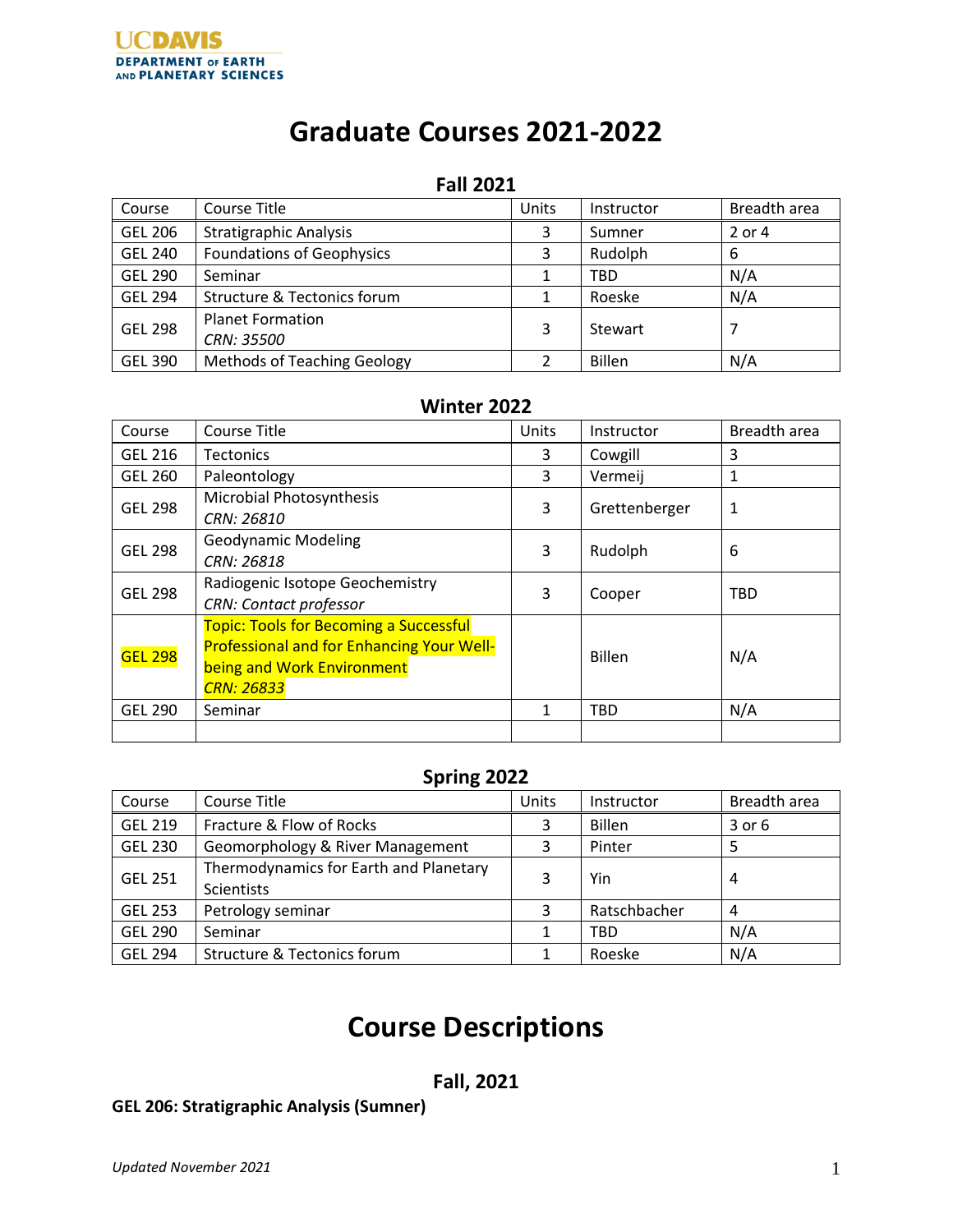UC DAVIS
DEPARTMENT OF EARTH AND PLANETARY SCIENCES

# Graduate Courses 2021-2022

## Fall 2021

| Course | Course Title | Units | Instructor | Breadth area |
|---|---|---|---|---|
| GEL 206 | Stratigraphic Analysis | 3 | Sumner | 2 or 4 |
| GEL 240 | Foundations of Geophysics | 3 | Rudolph | 6 |
| GEL 290 | Seminar | 1 | TBD | N/A |
| GEL 294 | Structure & Tectonics forum | 1 | Roeske | N/A |
| GEL 298 | Planet Formation *CRN: 35500* | 3 | Stewart | 7 |
| GEL 390 | Methods of Teaching Geology | 2 | Billen | N/A |

## Winter 2022

| Course | Course Title | Units | Instructor | Breadth area |
|---|---|---|---|---|
| GEL 216 | Tectonics | 3 | Cowgill | 3 |
| GEL 260 | Paleontology | 3 | Vermeij | 1 |
| GEL 298 | Microbial Photosynthesis *CRN: 26810* | 3 | Grettenberger | 1 |
| GEL 298 | Geodynamic Modeling *CRN: 26818* | 3 | Rudolph | 6 |
| GEL 298 | Radiogenic Isotope Geochemistry *CRN: Contact professor* | 3 | Cooper | TBD |
| GEL 298 | Topic: Tools for Becoming a Successful Professional and for Enhancing Your Well-being and Work Environment *CRN: 26833* | | Billen | N/A |
| GEL 290 | Seminar | 1 | TBD | N/A |
| | | | | |

## Spring 2022

| Course | Course Title | Units | Instructor | Breadth area |
|---|---|---|---|---|
| GEL 219 | Fracture & Flow of Rocks | 3 | Billen | 3 or 6 |
| GEL 230 | Geomorphology & River Management | 3 | Pinter | 5 |
| GEL 251 | Thermodynamics for Earth and Planetary Scientists | 3 | Yin | 4 |
| GEL 253 | Petrology seminar | 3 | Ratschbacher | 4 |
| GEL 290 | Seminar | 1 | TBD | N/A |
| GEL 294 | Structure & Tectonics forum | 1 | Roeske | N/A |

# Course Descriptions

## Fall, 2021

**GEL 206: Stratigraphic Analysis (Sumner)**

*Updated November 2021*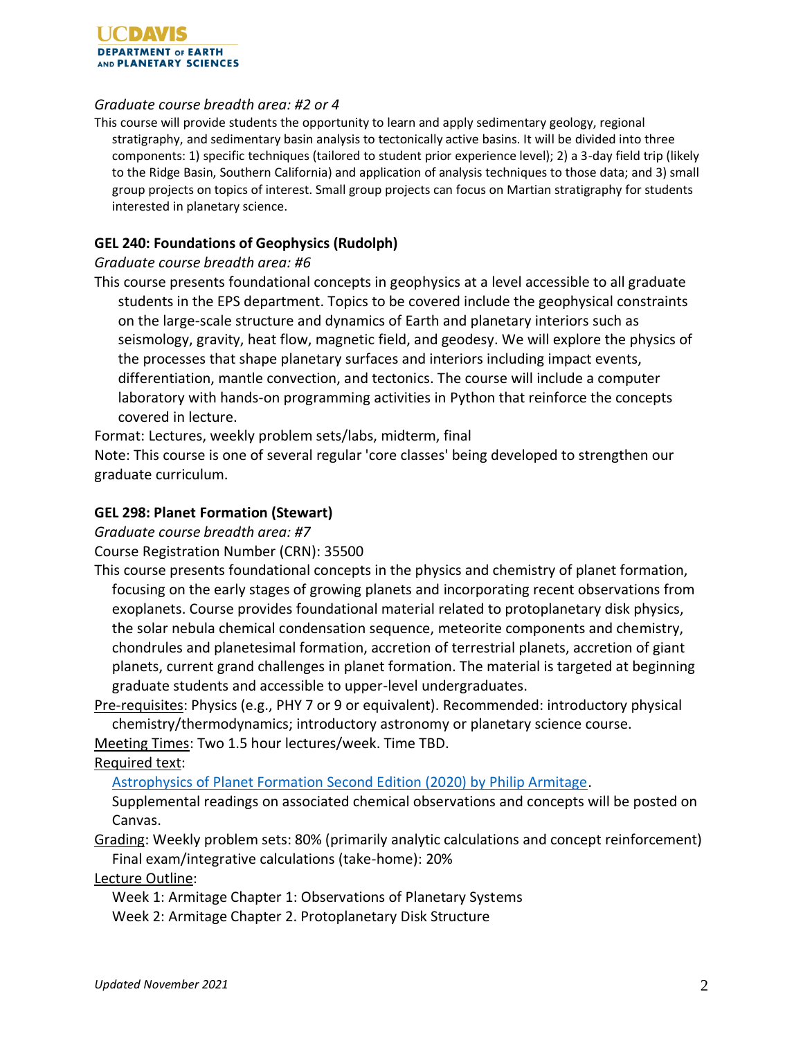*Graduate course breadth area: #2 or 4*

This course will provide students the opportunity to learn and apply sedimentary geology, regional stratigraphy, and sedimentary basin analysis to tectonically active basins. It will be divided into three components: 1) specific techniques (tailored to student prior experience level); 2) a 3-day field trip (likely to the Ridge Basin, Southern California) and application of analysis techniques to those data; and 3) small group projects on topics of interest. Small group projects can focus on Martian stratigraphy for students interested in planetary science.

**GEL 240: Foundations of Geophysics (Rudolph)**

*Graduate course breadth area: #6*

This course presents foundational concepts in geophysics at a level accessible to all graduate students in the EPS department. Topics to be covered include the geophysical constraints on the large-scale structure and dynamics of Earth and planetary interiors such as seismology, gravity, heat flow, magnetic field, and geodesy. We will explore the physics of the processes that shape planetary surfaces and interiors including impact events, differentiation, mantle convection, and tectonics. The course will include a computer laboratory with hands-on programming activities in Python that reinforce the concepts covered in lecture.

Format: Lectures, weekly problem sets/labs, midterm, final

Note: This course is one of several regular 'core classes' being developed to strengthen our graduate curriculum.

**GEL 298: Planet Formation (Stewart)**

*Graduate course breadth area: #7*

Course Registration Number (CRN): 35500

This course presents foundational concepts in the physics and chemistry of planet formation, focusing on the early stages of growing planets and incorporating recent observations from exoplanets. Course provides foundational material related to protoplanetary disk physics, the solar nebula chemical condensation sequence, meteorite components and chemistry, chondrules and planetesimal formation, accretion of terrestrial planets, accretion of giant planets, current grand challenges in planet formation. The material is targeted at beginning graduate students and accessible to upper-level undergraduates.

Pre-requisites: Physics (e.g., PHY 7 or 9 or equivalent). Recommended: introductory physical chemistry/thermodynamics; introductory astronomy or planetary science course.

Meeting Times: Two 1.5 hour lectures/week. Time TBD.

Required text:

Astrophysics of Planet Formation Second Edition (2020) by Philip Armitage.

Supplemental readings on associated chemical observations and concepts will be posted on Canvas.

Grading: Weekly problem sets: 80% (primarily analytic calculations and concept reinforcement)
Final exam/integrative calculations (take-home): 20%

Lecture Outline:

Week 1: Armitage Chapter 1: Observations of Planetary Systems
Week 2: Armitage Chapter 2. Protoplanetary Disk Structure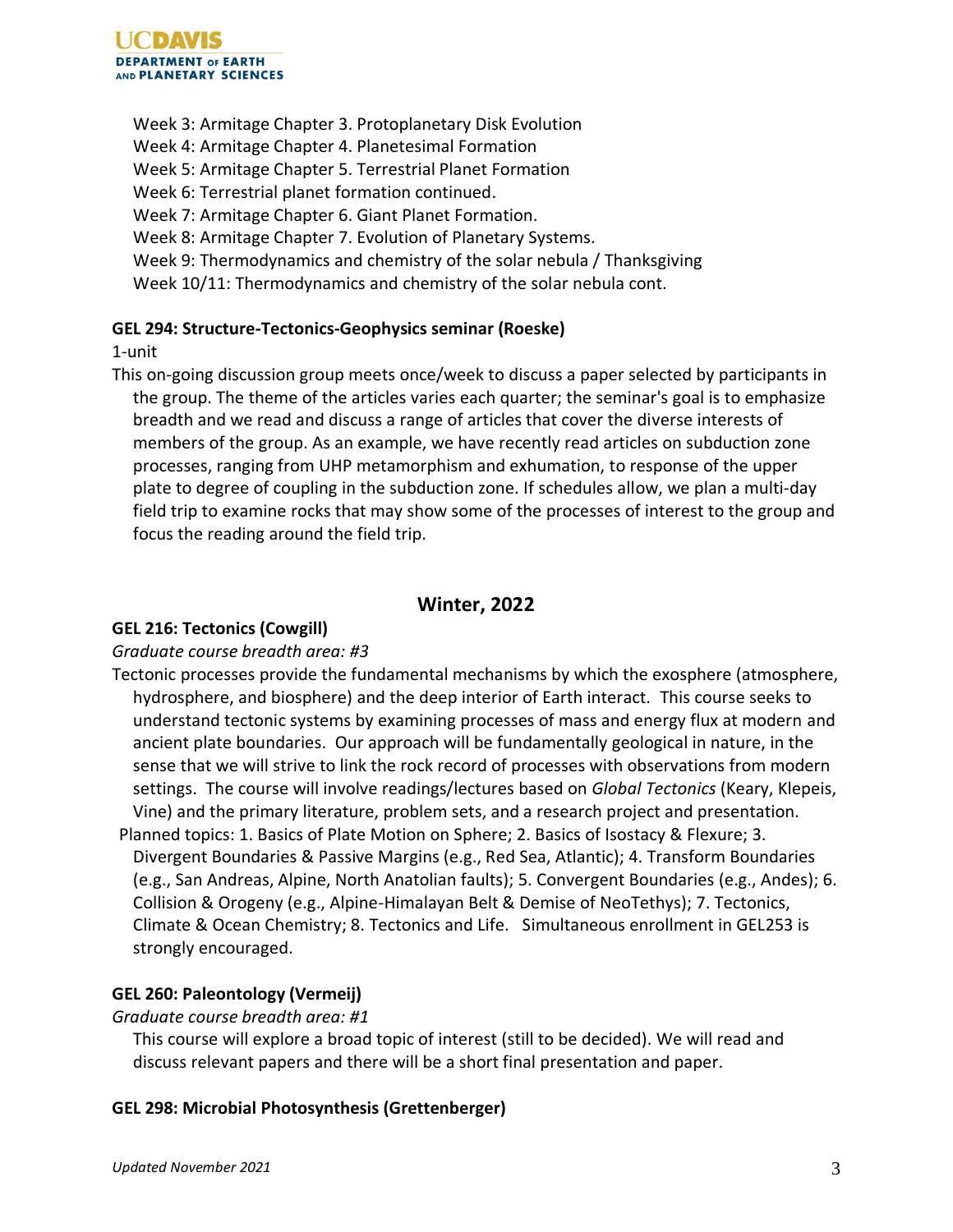Week 3: Armitage Chapter 3. Protoplanetary Disk Evolution
Week 4: Armitage Chapter 4. Planetesimal Formation
Week 5: Armitage Chapter 5. Terrestrial Planet Formation
Week 6: Terrestrial planet formation continued.
Week 7: Armitage Chapter 6. Giant Planet Formation.
Week 8: Armitage Chapter 7. Evolution of Planetary Systems.
Week 9: Thermodynamics and chemistry of the solar nebula / Thanksgiving
Week 10/11: Thermodynamics and chemistry of the solar nebula cont.

**GEL 294: Structure-Tectonics-Geophysics seminar (Roeske)**

1-unit

This on-going discussion group meets once/week to discuss a paper selected by participants in the group. The theme of the articles varies each quarter; the seminar's goal is to emphasize breadth and we read and discuss a range of articles that cover the diverse interests of members of the group. As an example, we have recently read articles on subduction zone processes, ranging from UHP metamorphism and exhumation, to response of the upper plate to degree of coupling in the subduction zone. If schedules allow, we plan a multi-day field trip to examine rocks that may show some of the processes of interest to the group and focus the reading around the field trip.

## Winter, 2022

**GEL 216: Tectonics (Cowgill)**

*Graduate course breadth area: #3*

Tectonic processes provide the fundamental mechanisms by which the exosphere (atmosphere, hydrosphere, and biosphere) and the deep interior of Earth interact. This course seeks to understand tectonic systems by examining processes of mass and energy flux at modern and ancient plate boundaries. Our approach will be fundamentally geological in nature, in the sense that we will strive to link the rock record of processes with observations from modern settings. The course will involve readings/lectures based on *Global Tectonics* (Keary, Klepeis, Vine) and the primary literature, problem sets, and a research project and presentation.

Planned topics: 1. Basics of Plate Motion on Sphere; 2. Basics of Isostacy & Flexure; 3. Divergent Boundaries & Passive Margins (e.g., Red Sea, Atlantic); 4. Transform Boundaries (e.g., San Andreas, Alpine, North Anatolian faults); 5. Convergent Boundaries (e.g., Andes); 6. Collision & Orogeny (e.g., Alpine-Himalayan Belt & Demise of NeoTethys); 7. Tectonics, Climate & Ocean Chemistry; 8. Tectonics and Life. Simultaneous enrollment in GEL253 is strongly encouraged.

**GEL 260: Paleontology (Vermeij)**

*Graduate course breadth area: #1*

This course will explore a broad topic of interest (still to be decided). We will read and discuss relevant papers and there will be a short final presentation and paper.

**GEL 298: Microbial Photosynthesis (Grettenberger)**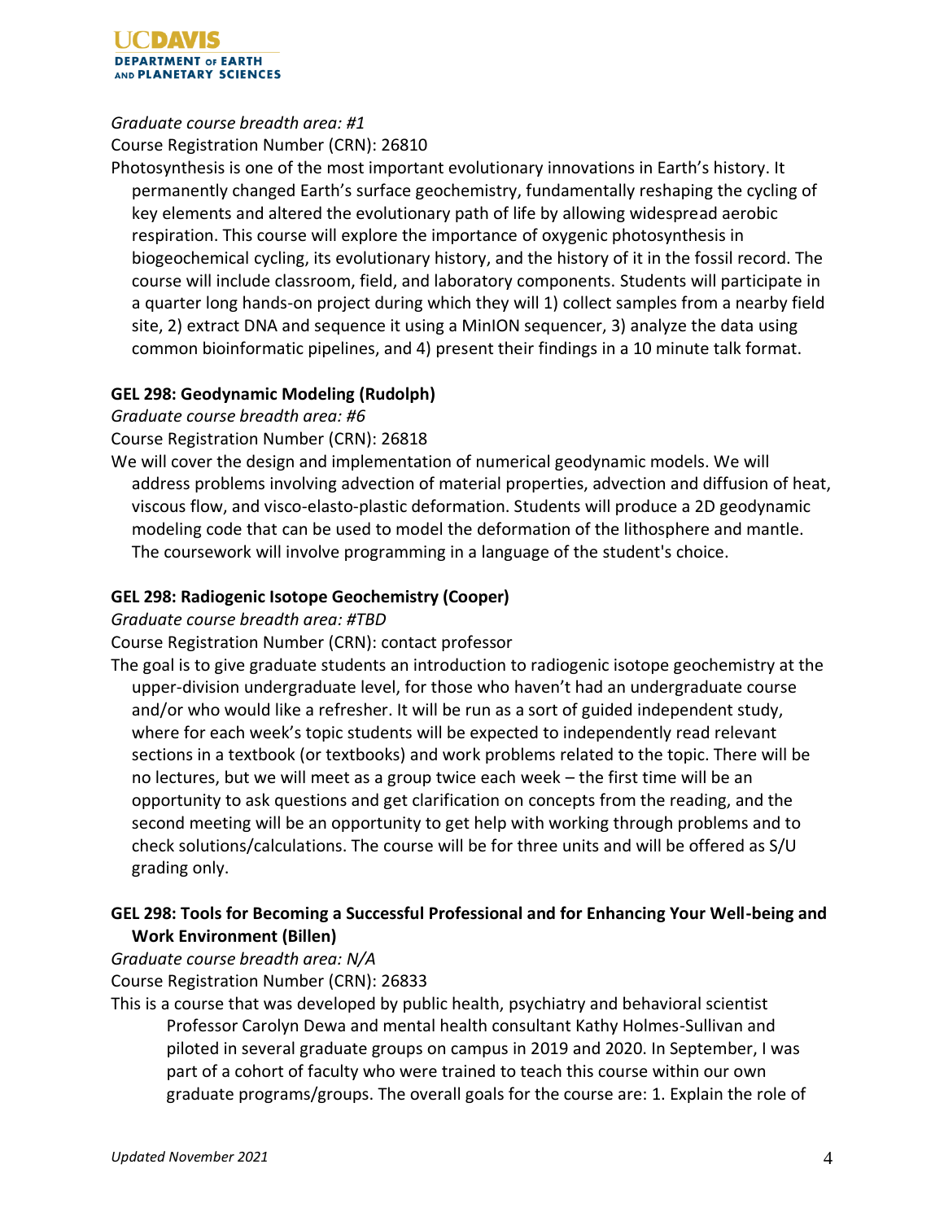*Graduate course breadth area: #1*

Course Registration Number (CRN): 26810

Photosynthesis is one of the most important evolutionary innovations in Earth's history. It permanently changed Earth's surface geochemistry, fundamentally reshaping the cycling of key elements and altered the evolutionary path of life by allowing widespread aerobic respiration. This course will explore the importance of oxygenic photosynthesis in biogeochemical cycling, its evolutionary history, and the history of it in the fossil record. The course will include classroom, field, and laboratory components. Students will participate in a quarter long hands-on project during which they will 1) collect samples from a nearby field site, 2) extract DNA and sequence it using a MinION sequencer, 3) analyze the data using common bioinformatic pipelines, and 4) present their findings in a 10 minute talk format.

**GEL 298: Geodynamic Modeling (Rudolph)**

*Graduate course breadth area: #6*

Course Registration Number (CRN): 26818

We will cover the design and implementation of numerical geodynamic models. We will address problems involving advection of material properties, advection and diffusion of heat, viscous flow, and visco-elasto-plastic deformation. Students will produce a 2D geodynamic modeling code that can be used to model the deformation of the lithosphere and mantle. The coursework will involve programming in a language of the student's choice.

**GEL 298: Radiogenic Isotope Geochemistry (Cooper)**

*Graduate course breadth area: #TBD*

Course Registration Number (CRN): contact professor

The goal is to give graduate students an introduction to radiogenic isotope geochemistry at the upper-division undergraduate level, for those who haven't had an undergraduate course and/or who would like a refresher. It will be run as a sort of guided independent study, where for each week's topic students will be expected to independently read relevant sections in a textbook (or textbooks) and work problems related to the topic. There will be no lectures, but we will meet as a group twice each week – the first time will be an opportunity to ask questions and get clarification on concepts from the reading, and the second meeting will be an opportunity to get help with working through problems and to check solutions/calculations. The course will be for three units and will be offered as S/U grading only.

**GEL 298: Tools for Becoming a Successful Professional and for Enhancing Your Well-being and Work Environment (Billen)**

*Graduate course breadth area: N/A*

Course Registration Number (CRN): 26833

This is a course that was developed by public health, psychiatry and behavioral scientist Professor Carolyn Dewa and mental health consultant Kathy Holmes-Sullivan and piloted in several graduate groups on campus in 2019 and 2020. In September, I was part of a cohort of faculty who were trained to teach this course within our own graduate programs/groups. The overall goals for the course are: 1. Explain the role of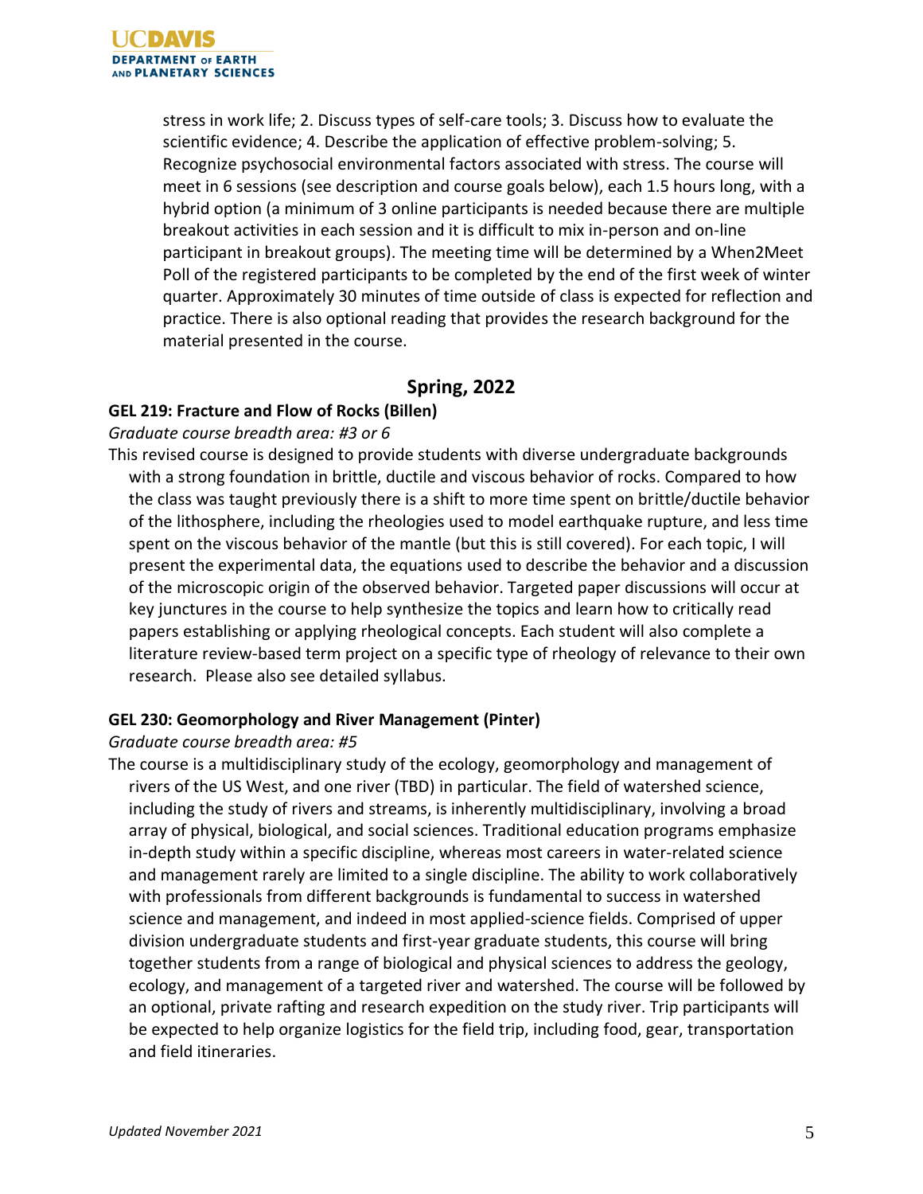stress in work life; 2. Discuss types of self-care tools; 3. Discuss how to evaluate the scientific evidence; 4. Describe the application of effective problem-solving; 5. Recognize psychosocial environmental factors associated with stress. The course will meet in 6 sessions (see description and course goals below), each 1.5 hours long, with a hybrid option (a minimum of 3 online participants is needed because there are multiple breakout activities in each session and it is difficult to mix in-person and on-line participant in breakout groups). The meeting time will be determined by a When2Meet Poll of the registered participants to be completed by the end of the first week of winter quarter. Approximately 30 minutes of time outside of class is expected for reflection and practice. There is also optional reading that provides the research background for the material presented in the course.

## Spring, 2022

**GEL 219: Fracture and Flow of Rocks (Billen)**

*Graduate course breadth area: #3 or 6*

This revised course is designed to provide students with diverse undergraduate backgrounds with a strong foundation in brittle, ductile and viscous behavior of rocks. Compared to how the class was taught previously there is a shift to more time spent on brittle/ductile behavior of the lithosphere, including the rheologies used to model earthquake rupture, and less time spent on the viscous behavior of the mantle (but this is still covered). For each topic, I will present the experimental data, the equations used to describe the behavior and a discussion of the microscopic origin of the observed behavior. Targeted paper discussions will occur at key junctures in the course to help synthesize the topics and learn how to critically read papers establishing or applying rheological concepts. Each student will also complete a literature review-based term project on a specific type of rheology of relevance to their own research. Please also see detailed syllabus.

**GEL 230: Geomorphology and River Management (Pinter)**

*Graduate course breadth area: #5*

The course is a multidisciplinary study of the ecology, geomorphology and management of rivers of the US West, and one river (TBD) in particular. The field of watershed science, including the study of rivers and streams, is inherently multidisciplinary, involving a broad array of physical, biological, and social sciences. Traditional education programs emphasize in-depth study within a specific discipline, whereas most careers in water-related science and management rarely are limited to a single discipline. The ability to work collaboratively with professionals from different backgrounds is fundamental to success in watershed science and management, and indeed in most applied-science fields. Comprised of upper division undergraduate students and first-year graduate students, this course will bring together students from a range of biological and physical sciences to address the geology, ecology, and management of a targeted river and watershed. The course will be followed by an optional, private rafting and research expedition on the study river. Trip participants will be expected to help organize logistics for the field trip, including food, gear, transportation and field itineraries.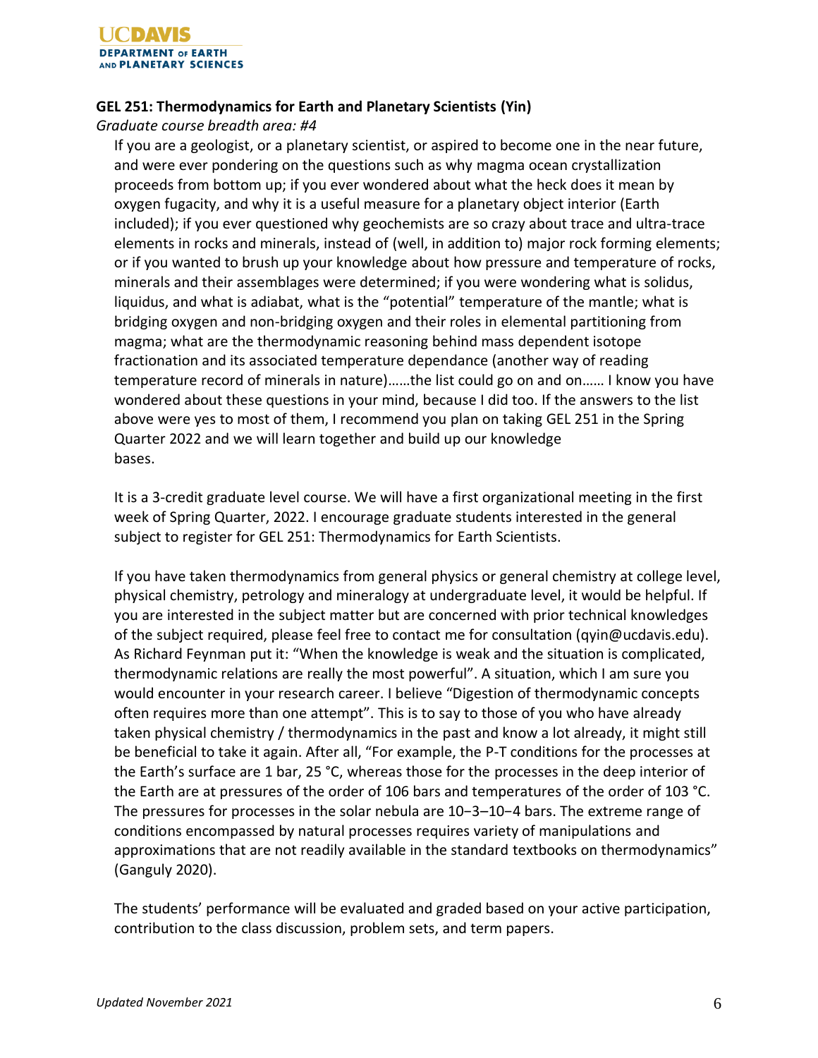**GEL 251: Thermodynamics for Earth and Planetary Scientists (Yin)**

*Graduate course breadth area: #4*

If you are a geologist, or a planetary scientist, or aspired to become one in the near future, and were ever pondering on the questions such as why magma ocean crystallization proceeds from bottom up; if you ever wondered about what the heck does it mean by oxygen fugacity, and why it is a useful measure for a planetary object interior (Earth included); if you ever questioned why geochemists are so crazy about trace and ultra-trace elements in rocks and minerals, instead of (well, in addition to) major rock forming elements; or if you wanted to brush up your knowledge about how pressure and temperature of rocks, minerals and their assemblages were determined; if you were wondering what is solidus, liquidus, and what is adiabat, what is the "potential" temperature of the mantle; what is bridging oxygen and non-bridging oxygen and their roles in elemental partitioning from magma; what are the thermodynamic reasoning behind mass dependent isotope fractionation and its associated temperature dependance (another way of reading temperature record of minerals in nature)……the list could go on and on…… I know you have wondered about these questions in your mind, because I did too. If the answers to the list above were yes to most of them, I recommend you plan on taking GEL 251 in the Spring Quarter 2022 and we will learn together and build up our knowledge bases.

It is a 3-credit graduate level course. We will have a first organizational meeting in the first week of Spring Quarter, 2022. I encourage graduate students interested in the general subject to register for GEL 251: Thermodynamics for Earth Scientists.

If you have taken thermodynamics from general physics or general chemistry at college level, physical chemistry, petrology and mineralogy at undergraduate level, it would be helpful. If you are interested in the subject matter but are concerned with prior technical knowledges of the subject required, please feel free to contact me for consultation (qyin@ucdavis.edu). As Richard Feynman put it: "When the knowledge is weak and the situation is complicated, thermodynamic relations are really the most powerful". A situation, which I am sure you would encounter in your research career. I believe "Digestion of thermodynamic concepts often requires more than one attempt". This is to say to those of you who have already taken physical chemistry / thermodynamics in the past and know a lot already, it might still be beneficial to take it again. After all, "For example, the P-T conditions for the processes at the Earth's surface are 1 bar, 25 °C, whereas those for the processes in the deep interior of the Earth are at pressures of the order of 106 bars and temperatures of the order of 103 °C. The pressures for processes in the solar nebula are 10−3–10−4 bars. The extreme range of conditions encompassed by natural processes requires variety of manipulations and approximations that are not readily available in the standard textbooks on thermodynamics" (Ganguly 2020).

The students' performance will be evaluated and graded based on your active participation, contribution to the class discussion, problem sets, and term papers.

*Updated November 2021*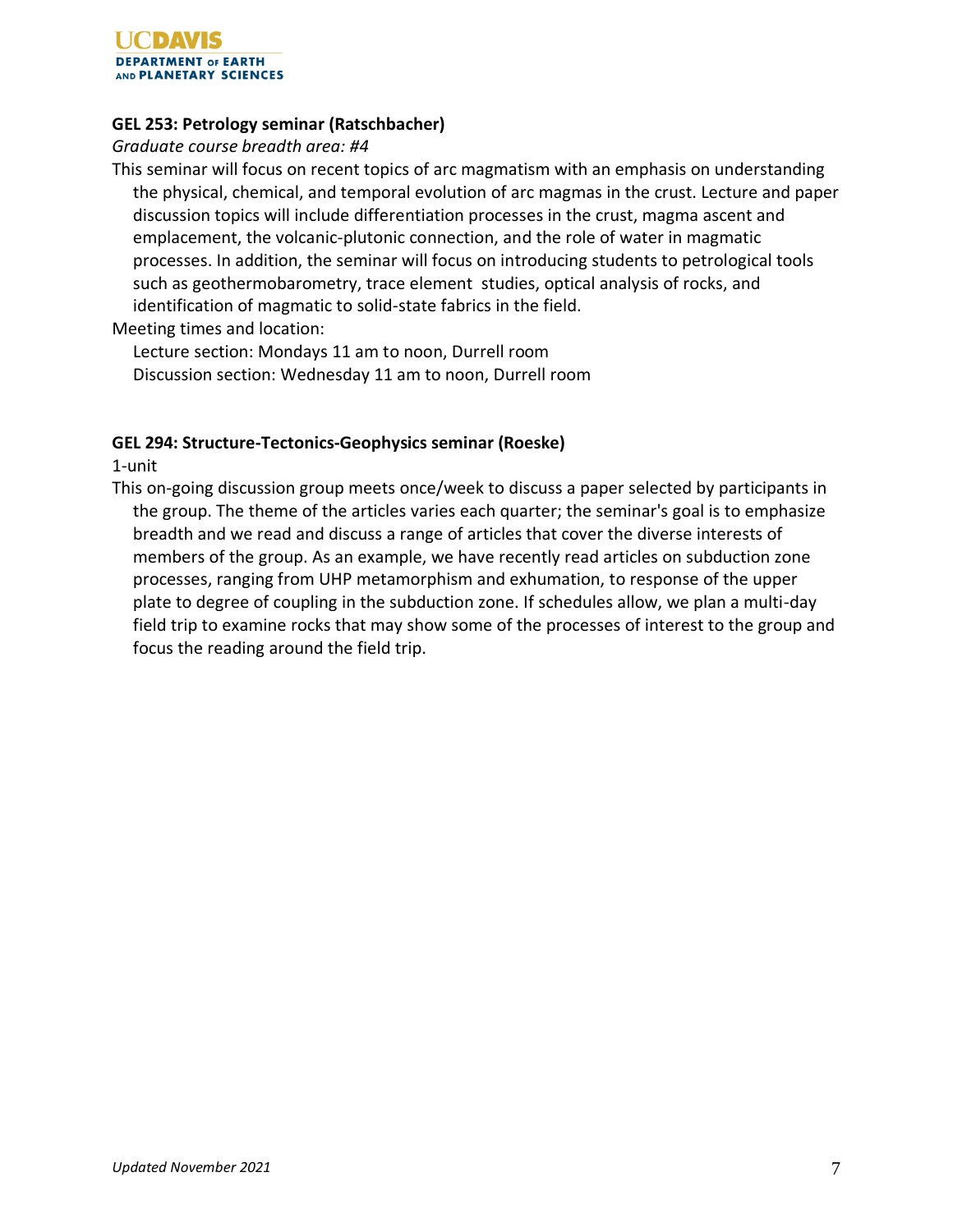**GEL 253: Petrology seminar (Ratschbacher)**

*Graduate course breadth area: #4*

This seminar will focus on recent topics of arc magmatism with an emphasis on understanding the physical, chemical, and temporal evolution of arc magmas in the crust. Lecture and paper discussion topics will include differentiation processes in the crust, magma ascent and emplacement, the volcanic-plutonic connection, and the role of water in magmatic processes. In addition, the seminar will focus on introducing students to petrological tools such as geothermobarometry, trace element studies, optical analysis of rocks, and identification of magmatic to solid-state fabrics in the field.

Meeting times and location:

Lecture section: Mondays 11 am to noon, Durrell room

Discussion section: Wednesday 11 am to noon, Durrell room

**GEL 294: Structure-Tectonics-Geophysics seminar (Roeske)**

1-unit

This on-going discussion group meets once/week to discuss a paper selected by participants in the group. The theme of the articles varies each quarter; the seminar's goal is to emphasize breadth and we read and discuss a range of articles that cover the diverse interests of members of the group. As an example, we have recently read articles on subduction zone processes, ranging from UHP metamorphism and exhumation, to response of the upper plate to degree of coupling in the subduction zone. If schedules allow, we plan a multi-day field trip to examine rocks that may show some of the processes of interest to the group and focus the reading around the field trip.